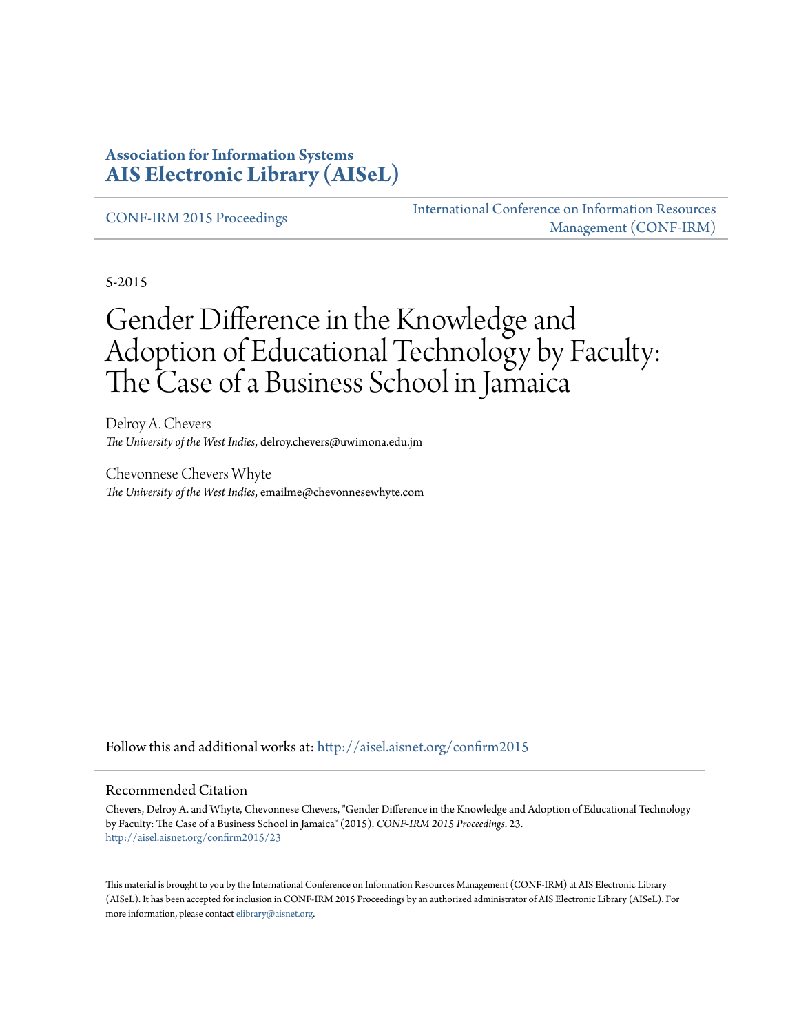**Association for Information Systems**
**AIS Electronic Library (AISeL)**

CONF-IRM 2015 Proceedings

International Conference on Information Resources Management (CONF-IRM)

5-2015

# Gender Difference in the Knowledge and Adoption of Educational Technology by Faculty: The Case of a Business School in Jamaica

Delroy A. Chevers
*The University of the West Indies*, delroy.chevers@uwimona.edu.jm

Chevonnese Chevers Whyte
*The University of the West Indies*, emailme@chevonnesewhyte.com

Follow this and additional works at: http://aisel.aisnet.org/confirm2015

## Recommended Citation

Chevers, Delroy A. and Whyte, Chevonnese Chevers, "Gender Difference in the Knowledge and Adoption of Educational Technology by Faculty: The Case of a Business School in Jamaica" (2015). *CONF-IRM 2015 Proceedings*. 23.
http://aisel.aisnet.org/confirm2015/23

This material is brought to you by the International Conference on Information Resources Management (CONF-IRM) at AIS Electronic Library (AISeL). It has been accepted for inclusion in CONF-IRM 2015 Proceedings by an authorized administrator of AIS Electronic Library (AISeL). For more information, please contact elibrary@aisnet.org.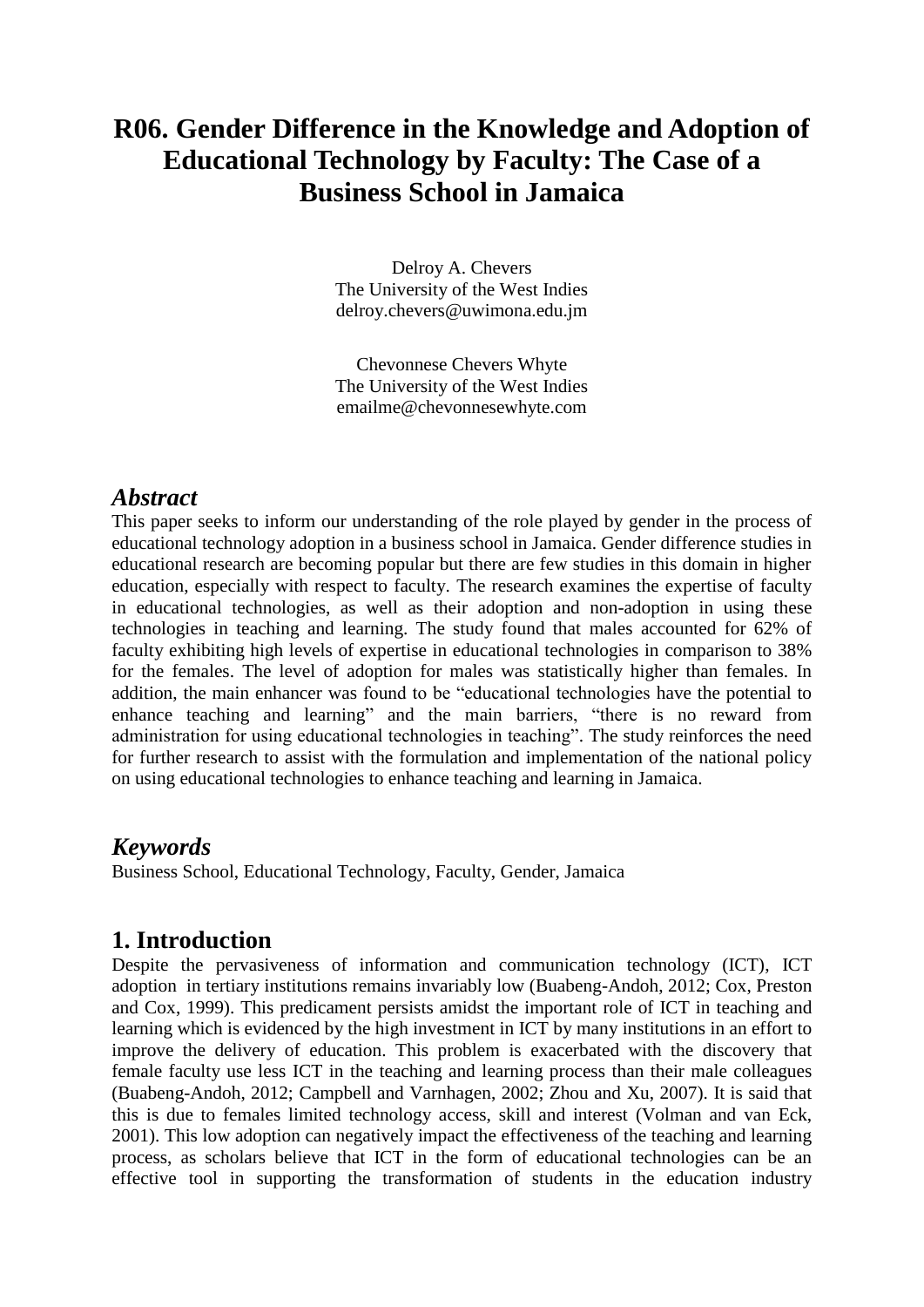# R06. Gender Difference in the Knowledge and Adoption of Educational Technology by Faculty: The Case of a Business School in Jamaica

Delroy A. Chevers
The University of the West Indies
delroy.chevers@uwimona.edu.jm

Chevonnese Chevers Whyte
The University of the West Indies
emailme@chevonnesewhyte.com

## *Abstract*

This paper seeks to inform our understanding of the role played by gender in the process of educational technology adoption in a business school in Jamaica. Gender difference studies in educational research are becoming popular but there are few studies in this domain in higher education, especially with respect to faculty. The research examines the expertise of faculty in educational technologies, as well as their adoption and non-adoption in using these technologies in teaching and learning. The study found that males accounted for 62% of faculty exhibiting high levels of expertise in educational technologies in comparison to 38% for the females. The level of adoption for males was statistically higher than females. In addition, the main enhancer was found to be "educational technologies have the potential to enhance teaching and learning" and the main barriers, "there is no reward from administration for using educational technologies in teaching". The study reinforces the need for further research to assist with the formulation and implementation of the national policy on using educational technologies to enhance teaching and learning in Jamaica.

## *Keywords*

Business School, Educational Technology, Faculty, Gender, Jamaica

## 1. Introduction

Despite the pervasiveness of information and communication technology (ICT), ICT adoption in tertiary institutions remains invariably low (Buabeng-Andoh, 2012; Cox, Preston and Cox, 1999). This predicament persists amidst the important role of ICT in teaching and learning which is evidenced by the high investment in ICT by many institutions in an effort to improve the delivery of education. This problem is exacerbated with the discovery that female faculty use less ICT in the teaching and learning process than their male colleagues (Buabeng-Andoh, 2012; Campbell and Varnhagen, 2002; Zhou and Xu, 2007). It is said that this is due to females limited technology access, skill and interest (Volman and van Eck, 2001). This low adoption can negatively impact the effectiveness of the teaching and learning process, as scholars believe that ICT in the form of educational technologies can be an effective tool in supporting the transformation of students in the education industry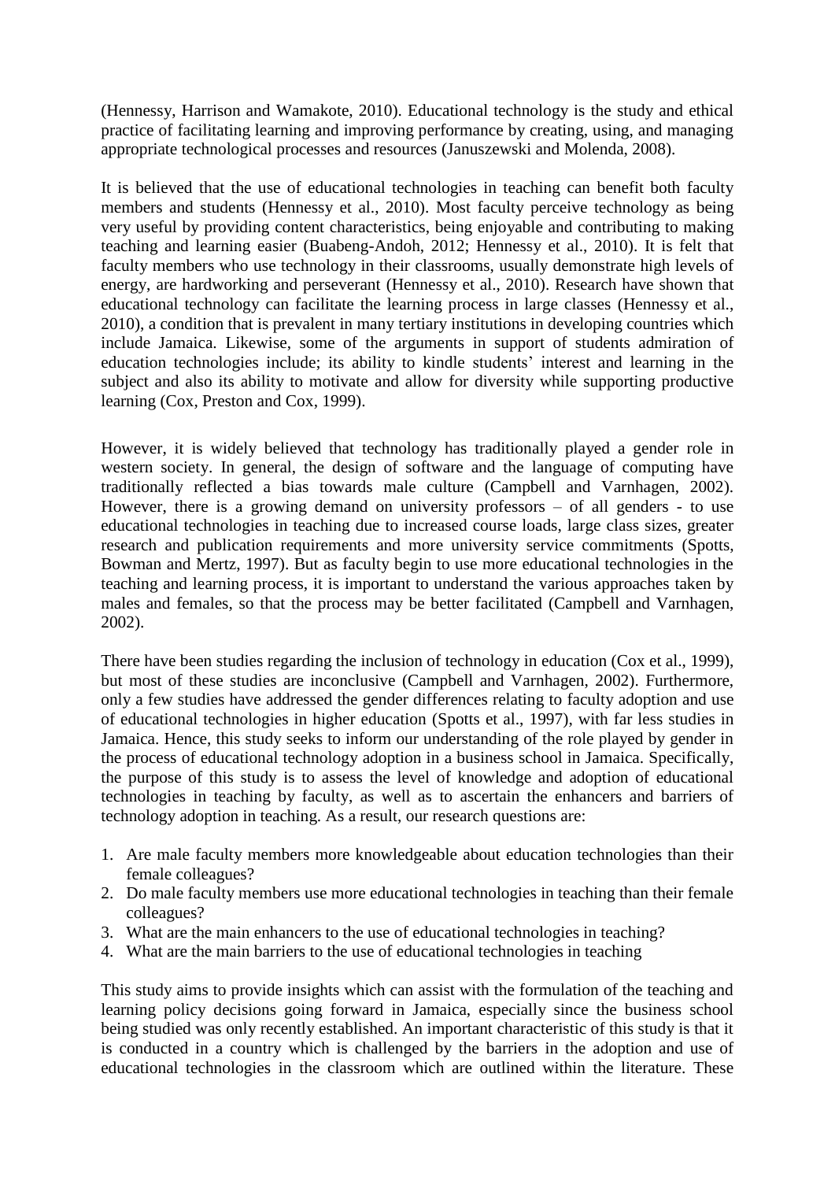(Hennessy, Harrison and Wamakote, 2010). Educational technology is the study and ethical practice of facilitating learning and improving performance by creating, using, and managing appropriate technological processes and resources (Januszewski and Molenda, 2008).

It is believed that the use of educational technologies in teaching can benefit both faculty members and students (Hennessy et al., 2010). Most faculty perceive technology as being very useful by providing content characteristics, being enjoyable and contributing to making teaching and learning easier (Buabeng-Andoh, 2012; Hennessy et al., 2010). It is felt that faculty members who use technology in their classrooms, usually demonstrate high levels of energy, are hardworking and perseverant (Hennessy et al., 2010). Research have shown that educational technology can facilitate the learning process in large classes (Hennessy et al., 2010), a condition that is prevalent in many tertiary institutions in developing countries which include Jamaica. Likewise, some of the arguments in support of students admiration of education technologies include; its ability to kindle students' interest and learning in the subject and also its ability to motivate and allow for diversity while supporting productive learning (Cox, Preston and Cox, 1999).

However, it is widely believed that technology has traditionally played a gender role in western society. In general, the design of software and the language of computing have traditionally reflected a bias towards male culture (Campbell and Varnhagen, 2002). However, there is a growing demand on university professors – of all genders - to use educational technologies in teaching due to increased course loads, large class sizes, greater research and publication requirements and more university service commitments (Spotts, Bowman and Mertz, 1997). But as faculty begin to use more educational technologies in the teaching and learning process, it is important to understand the various approaches taken by males and females, so that the process may be better facilitated (Campbell and Varnhagen, 2002).

There have been studies regarding the inclusion of technology in education (Cox et al., 1999), but most of these studies are inconclusive (Campbell and Varnhagen, 2002). Furthermore, only a few studies have addressed the gender differences relating to faculty adoption and use of educational technologies in higher education (Spotts et al., 1997), with far less studies in Jamaica. Hence, this study seeks to inform our understanding of the role played by gender in the process of educational technology adoption in a business school in Jamaica. Specifically, the purpose of this study is to assess the level of knowledge and adoption of educational technologies in teaching by faculty, as well as to ascertain the enhancers and barriers of technology adoption in teaching. As a result, our research questions are:

1. Are male faculty members more knowledgeable about education technologies than their female colleagues?
2. Do male faculty members use more educational technologies in teaching than their female colleagues?
3. What are the main enhancers to the use of educational technologies in teaching?
4. What are the main barriers to the use of educational technologies in teaching

This study aims to provide insights which can assist with the formulation of the teaching and learning policy decisions going forward in Jamaica, especially since the business school being studied was only recently established. An important characteristic of this study is that it is conducted in a country which is challenged by the barriers in the adoption and use of educational technologies in the classroom which are outlined within the literature. These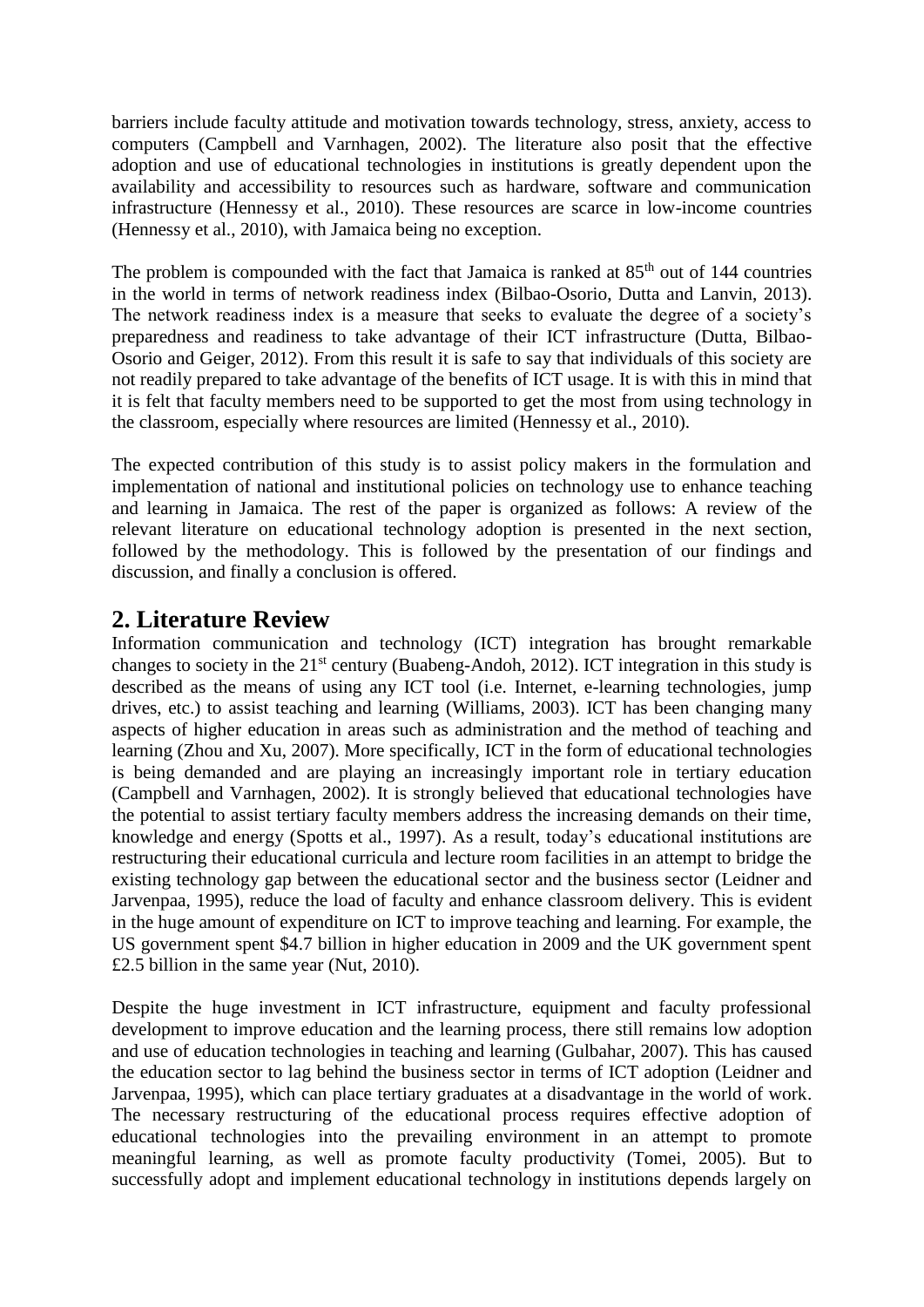barriers include faculty attitude and motivation towards technology, stress, anxiety, access to computers (Campbell and Varnhagen, 2002). The literature also posit that the effective adoption and use of educational technologies in institutions is greatly dependent upon the availability and accessibility to resources such as hardware, software and communication infrastructure (Hennessy et al., 2010). These resources are scarce in low-income countries (Hennessy et al., 2010), with Jamaica being no exception.

The problem is compounded with the fact that Jamaica is ranked at 85$^{th}$ out of 144 countries in the world in terms of network readiness index (Bilbao-Osorio, Dutta and Lanvin, 2013). The network readiness index is a measure that seeks to evaluate the degree of a society's preparedness and readiness to take advantage of their ICT infrastructure (Dutta, Bilbao-Osorio and Geiger, 2012). From this result it is safe to say that individuals of this society are not readily prepared to take advantage of the benefits of ICT usage. It is with this in mind that it is felt that faculty members need to be supported to get the most from using technology in the classroom, especially where resources are limited (Hennessy et al., 2010).

The expected contribution of this study is to assist policy makers in the formulation and implementation of national and institutional policies on technology use to enhance teaching and learning in Jamaica. The rest of the paper is organized as follows: A review of the relevant literature on educational technology adoption is presented in the next section, followed by the methodology. This is followed by the presentation of our findings and discussion, and finally a conclusion is offered.

## 2. Literature Review

Information communication and technology (ICT) integration has brought remarkable changes to society in the 21$^{st}$ century (Buabeng-Andoh, 2012). ICT integration in this study is described as the means of using any ICT tool (i.e. Internet, e-learning technologies, jump drives, etc.) to assist teaching and learning (Williams, 2003). ICT has been changing many aspects of higher education in areas such as administration and the method of teaching and learning (Zhou and Xu, 2007). More specifically, ICT in the form of educational technologies is being demanded and are playing an increasingly important role in tertiary education (Campbell and Varnhagen, 2002). It is strongly believed that educational technologies have the potential to assist tertiary faculty members address the increasing demands on their time, knowledge and energy (Spotts et al., 1997). As a result, today's educational institutions are restructuring their educational curricula and lecture room facilities in an attempt to bridge the existing technology gap between the educational sector and the business sector (Leidner and Jarvenpaa, 1995), reduce the load of faculty and enhance classroom delivery. This is evident in the huge amount of expenditure on ICT to improve teaching and learning. For example, the US government spent $4.7 billion in higher education in 2009 and the UK government spent £2.5 billion in the same year (Nut, 2010).

Despite the huge investment in ICT infrastructure, equipment and faculty professional development to improve education and the learning process, there still remains low adoption and use of education technologies in teaching and learning (Gulbahar, 2007). This has caused the education sector to lag behind the business sector in terms of ICT adoption (Leidner and Jarvenpaa, 1995), which can place tertiary graduates at a disadvantage in the world of work. The necessary restructuring of the educational process requires effective adoption of educational technologies into the prevailing environment in an attempt to promote meaningful learning, as well as promote faculty productivity (Tomei, 2005). But to successfully adopt and implement educational technology in institutions depends largely on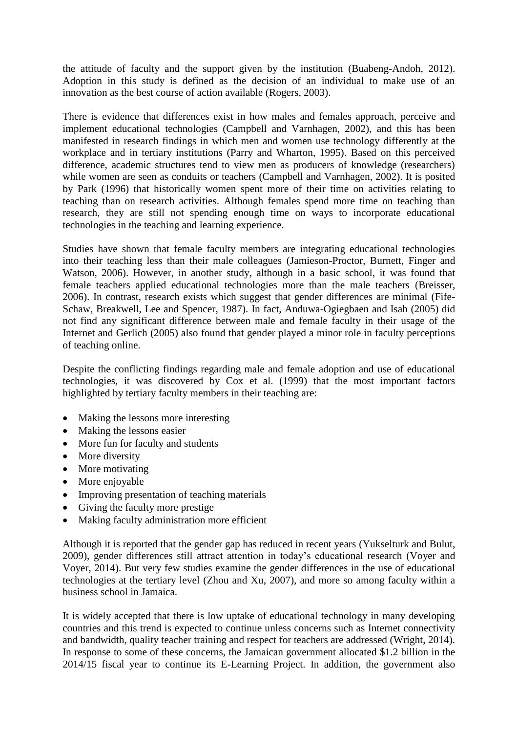the attitude of faculty and the support given by the institution (Buabeng-Andoh, 2012). Adoption in this study is defined as the decision of an individual to make use of an innovation as the best course of action available (Rogers, 2003).

There is evidence that differences exist in how males and females approach, perceive and implement educational technologies (Campbell and Varnhagen, 2002), and this has been manifested in research findings in which men and women use technology differently at the workplace and in tertiary institutions (Parry and Wharton, 1995). Based on this perceived difference, academic structures tend to view men as producers of knowledge (researchers) while women are seen as conduits or teachers (Campbell and Varnhagen, 2002). It is posited by Park (1996) that historically women spent more of their time on activities relating to teaching than on research activities. Although females spend more time on teaching than research, they are still not spending enough time on ways to incorporate educational technologies in the teaching and learning experience.

Studies have shown that female faculty members are integrating educational technologies into their teaching less than their male colleagues (Jamieson-Proctor, Burnett, Finger and Watson, 2006). However, in another study, although in a basic school, it was found that female teachers applied educational technologies more than the male teachers (Breisser, 2006). In contrast, research exists which suggest that gender differences are minimal (Fife-Schaw, Breakwell, Lee and Spencer, 1987). In fact, Anduwa-Ogiegbaen and Isah (2005) did not find any significant difference between male and female faculty in their usage of the Internet and Gerlich (2005) also found that gender played a minor role in faculty perceptions of teaching online.

Despite the conflicting findings regarding male and female adoption and use of educational technologies, it was discovered by Cox et al. (1999) that the most important factors highlighted by tertiary faculty members in their teaching are:

- Making the lessons more interesting
- Making the lessons easier
- More fun for faculty and students
- More diversity
- More motivating
- More enjoyable
- Improving presentation of teaching materials
- Giving the faculty more prestige
- Making faculty administration more efficient

Although it is reported that the gender gap has reduced in recent years (Yukselturk and Bulut, 2009), gender differences still attract attention in today's educational research (Voyer and Voyer, 2014). But very few studies examine the gender differences in the use of educational technologies at the tertiary level (Zhou and Xu, 2007), and more so among faculty within a business school in Jamaica.

It is widely accepted that there is low uptake of educational technology in many developing countries and this trend is expected to continue unless concerns such as Internet connectivity and bandwidth, quality teacher training and respect for teachers are addressed (Wright, 2014). In response to some of these concerns, the Jamaican government allocated $1.2 billion in the 2014/15 fiscal year to continue its E-Learning Project. In addition, the government also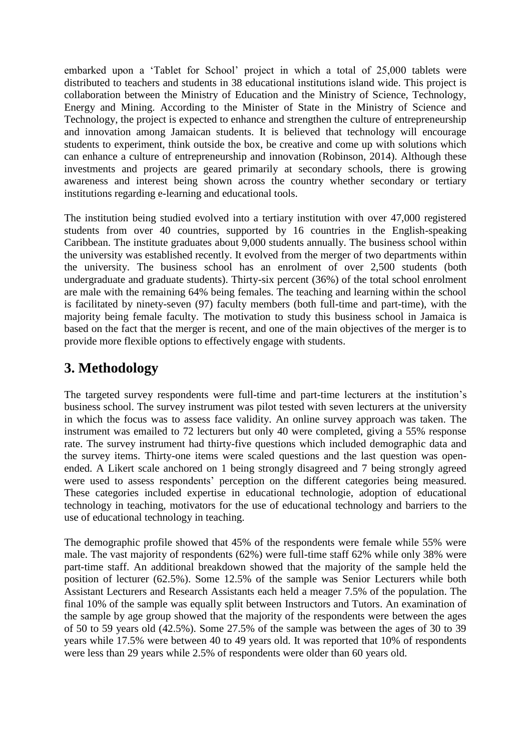embarked upon a 'Tablet for School' project in which a total of 25,000 tablets were distributed to teachers and students in 38 educational institutions island wide. This project is collaboration between the Ministry of Education and the Ministry of Science, Technology, Energy and Mining. According to the Minister of State in the Ministry of Science and Technology, the project is expected to enhance and strengthen the culture of entrepreneurship and innovation among Jamaican students. It is believed that technology will encourage students to experiment, think outside the box, be creative and come up with solutions which can enhance a culture of entrepreneurship and innovation (Robinson, 2014). Although these investments and projects are geared primarily at secondary schools, there is growing awareness and interest being shown across the country whether secondary or tertiary institutions regarding e-learning and educational tools.

The institution being studied evolved into a tertiary institution with over 47,000 registered students from over 40 countries, supported by 16 countries in the English-speaking Caribbean. The institute graduates about 9,000 students annually. The business school within the university was established recently. It evolved from the merger of two departments within the university. The business school has an enrolment of over 2,500 students (both undergraduate and graduate students). Thirty-six percent (36%) of the total school enrolment are male with the remaining 64% being females. The teaching and learning within the school is facilitated by ninety-seven (97) faculty members (both full-time and part-time), with the majority being female faculty. The motivation to study this business school in Jamaica is based on the fact that the merger is recent, and one of the main objectives of the merger is to provide more flexible options to effectively engage with students.

## 3. Methodology

The targeted survey respondents were full-time and part-time lecturers at the institution's business school. The survey instrument was pilot tested with seven lecturers at the university in which the focus was to assess face validity. An online survey approach was taken. The instrument was emailed to 72 lecturers but only 40 were completed, giving a 55% response rate. The survey instrument had thirty-five questions which included demographic data and the survey items. Thirty-one items were scaled questions and the last question was open-ended. A Likert scale anchored on 1 being strongly disagreed and 7 being strongly agreed were used to assess respondents' perception on the different categories being measured. These categories included expertise in educational technologie, adoption of educational technology in teaching, motivators for the use of educational technology and barriers to the use of educational technology in teaching.

The demographic profile showed that 45% of the respondents were female while 55% were male. The vast majority of respondents (62%) were full-time staff 62% while only 38% were part-time staff. An additional breakdown showed that the majority of the sample held the position of lecturer (62.5%). Some 12.5% of the sample was Senior Lecturers while both Assistant Lecturers and Research Assistants each held a meager 7.5% of the population. The final 10% of the sample was equally split between Instructors and Tutors. An examination of the sample by age group showed that the majority of the respondents were between the ages of 50 to 59 years old (42.5%). Some 27.5% of the sample was between the ages of 30 to 39 years while 17.5% were between 40 to 49 years old. It was reported that 10% of respondents were less than 29 years while 2.5% of respondents were older than 60 years old.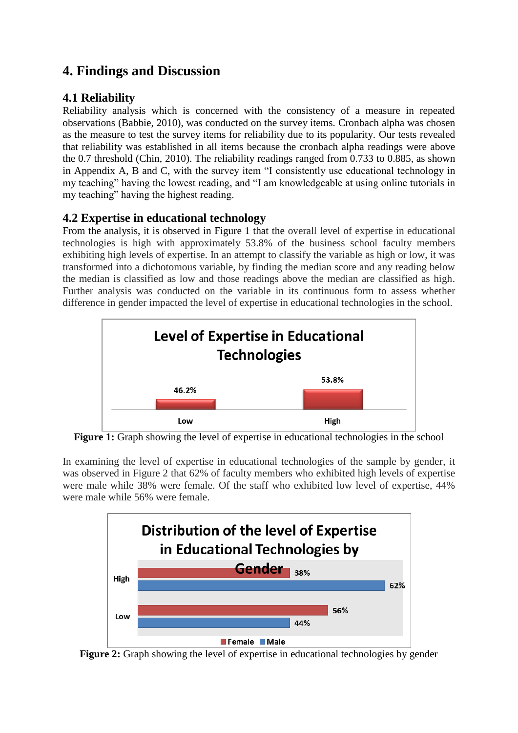# 4. Findings and Discussion

## 4.1 Reliability

Reliability analysis which is concerned with the consistency of a measure in repeated observations (Babbie, 2010), was conducted on the survey items. Cronbach alpha was chosen as the measure to test the survey items for reliability due to its popularity. Our tests revealed that reliability was established in all items because the cronbach alpha readings were above the 0.7 threshold (Chin, 2010). The reliability readings ranged from 0.733 to 0.885, as shown in Appendix A, B and C, with the survey item "I consistently use educational technology in my teaching" having the lowest reading, and "I am knowledgeable at using online tutorials in my teaching" having the highest reading.

## 4.2 Expertise in educational technology

From the analysis, it is observed in Figure 1 that the overall level of expertise in educational technologies is high with approximately 53.8% of the business school faculty members exhibiting high levels of expertise. In an attempt to classify the variable as high or low, it was transformed into a dichotomous variable, by finding the median score and any reading below the median is classified as low and those readings above the median are classified as high. Further analysis was conducted on the variable in its continuous form to assess whether difference in gender impacted the level of expertise in educational technologies in the school.

**Level of Expertise in Educational Technologies**

| Level | Percentage |
|---|---|
| Low | 46.2% |
| High | 53.8% |

**Figure 1:** Graph showing the level of expertise in educational technologies in the school

In examining the level of expertise in educational technologies of the sample by gender, it was observed in Figure 2 that 62% of faculty members who exhibited high levels of expertise were male while 38% were female. Of the staff who exhibited low level of expertise, 44% were male while 56% were female.

**Distribution of the level of Expertise in Educational Technologies by Gender**

| Level | Female | Male |
|---|---|---|
| High | 38% | 62% |
| Low | 56% | 44% |

**Figure 2:** Graph showing the level of expertise in educational technologies by gender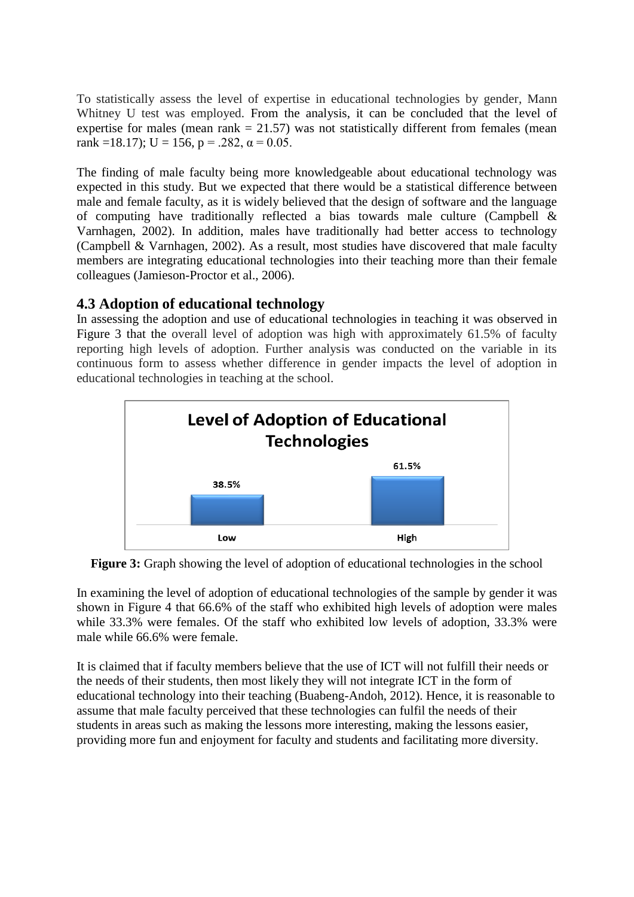To statistically assess the level of expertise in educational technologies by gender, Mann Whitney U test was employed. From the analysis, it can be concluded that the level of expertise for males (mean rank = 21.57) was not statistically different from females (mean rank =18.17); U = 156, p = .282, α = 0.05.

The finding of male faculty being more knowledgeable about educational technology was expected in this study. But we expected that there would be a statistical difference between male and female faculty, as it is widely believed that the design of software and the language of computing have traditionally reflected a bias towards male culture (Campbell & Varnhagen, 2002). In addition, males have traditionally had better access to technology (Campbell & Varnhagen, 2002). As a result, most studies have discovered that male faculty members are integrating educational technologies into their teaching more than their female colleagues (Jamieson-Proctor et al., 2006).

## 4.3 Adoption of educational technology

In assessing the adoption and use of educational technologies in teaching it was observed in Figure 3 that the overall level of adoption was high with approximately 61.5% of faculty reporting high levels of adoption. Further analysis was conducted on the variable in its continuous form to assess whether difference in gender impacts the level of adoption in educational technologies in teaching at the school.

**Level of Adoption of Educational Technologies**

| Low | High |
|---|---|
| 38.5% | 61.5% |

**Figure 3:** Graph showing the level of adoption of educational technologies in the school

In examining the level of adoption of educational technologies of the sample by gender it was shown in Figure 4 that 66.6% of the staff who exhibited high levels of adoption were males while 33.3% were females. Of the staff who exhibited low levels of adoption, 33.3% were male while 66.6% were female.

It is claimed that if faculty members believe that the use of ICT will not fulfill their needs or the needs of their students, then most likely they will not integrate ICT in the form of educational technology into their teaching (Buabeng-Andoh, 2012). Hence, it is reasonable to assume that male faculty perceived that these technologies can fulfil the needs of their students in areas such as making the lessons more interesting, making the lessons easier, providing more fun and enjoyment for faculty and students and facilitating more diversity.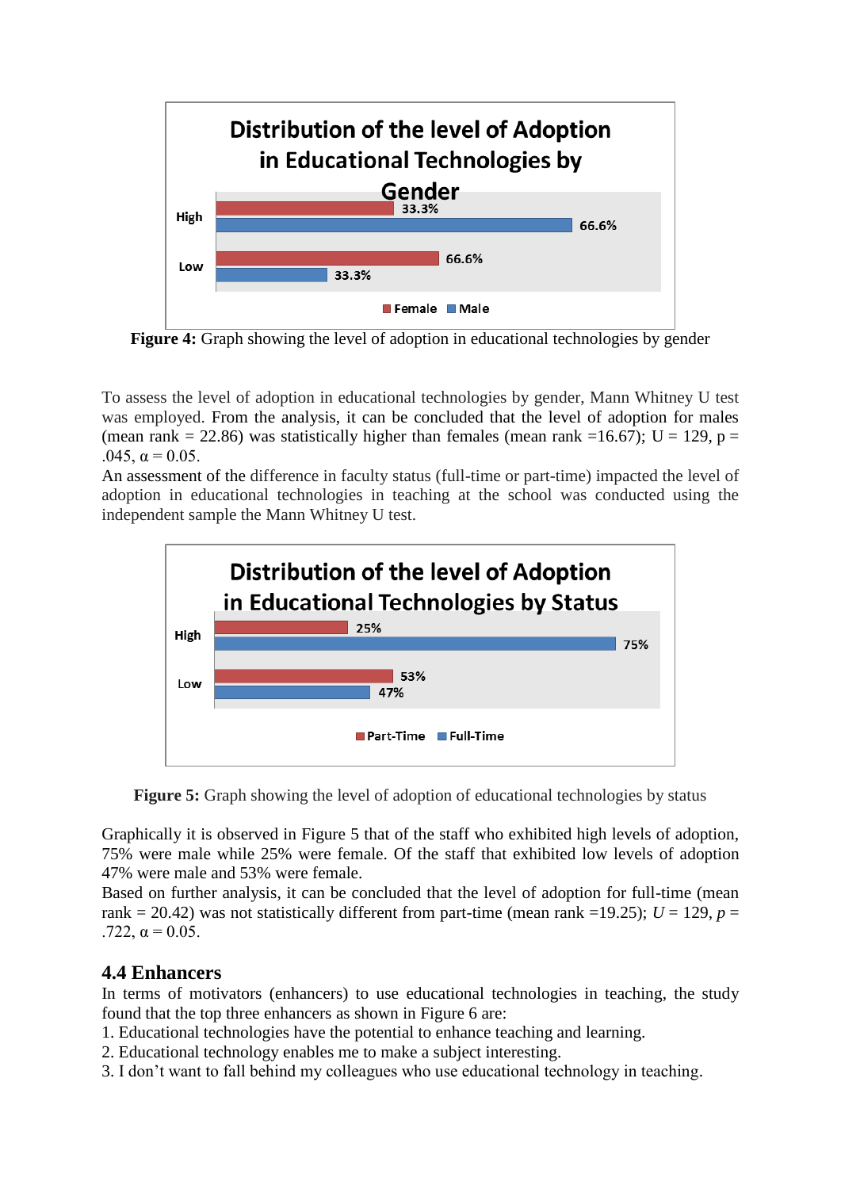**Figure 4:** Graph showing the level of adoption in educational technologies by gender

To assess the level of adoption in educational technologies by gender, Mann Whitney U test was employed. From the analysis, it can be concluded that the level of adoption for males (mean rank = 22.86) was statistically higher than females (mean rank =16.67); U = 129, p = .045, $\alpha = 0.05$.

An assessment of the difference in faculty status (full-time or part-time) impacted the level of adoption in educational technologies in teaching at the school was conducted using the independent sample the Mann Whitney U test.

**Figure 5:** Graph showing the level of adoption of educational technologies by status

Graphically it is observed in Figure 5 that of the staff who exhibited high levels of adoption, 75% were male while 25% were female. Of the staff that exhibited low levels of adoption 47% were male and 53% were female.

Based on further analysis, it can be concluded that the level of adoption for full-time (mean rank = 20.42) was not statistically different from part-time (mean rank =19.25); $U$ = 129, $p$ = .722, $\alpha = 0.05$.

### 4.4 Enhancers

In terms of motivators (enhancers) to use educational technologies in teaching, the study found that the top three enhancers as shown in Figure 6 are:

1. Educational technologies have the potential to enhance teaching and learning.
2. Educational technology enables me to make a subject interesting.
3. I don't want to fall behind my colleagues who use educational technology in teaching.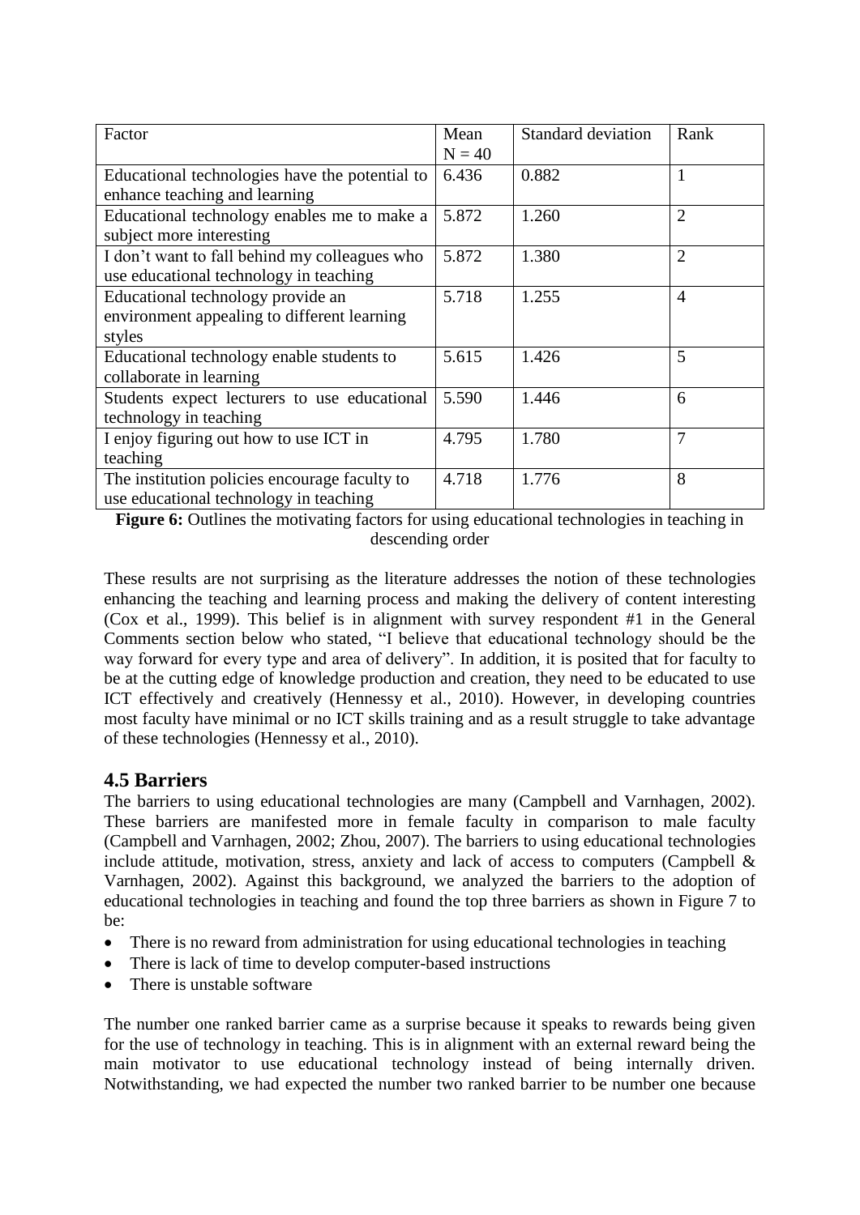| Factor | Mean N = 40 | Standard deviation | Rank |
|---|---|---|---|
| Educational technologies have the potential to enhance teaching and learning | 6.436 | 0.882 | 1 |
| Educational technology enables me to make a subject more interesting | 5.872 | 1.260 | 2 |
| I don't want to fall behind my colleagues who use educational technology in teaching | 5.872 | 1.380 | 2 |
| Educational technology provide an environment appealing to different learning styles | 5.718 | 1.255 | 4 |
| Educational technology enable students to collaborate in learning | 5.615 | 1.426 | 5 |
| Students expect lecturers to use educational technology in teaching | 5.590 | 1.446 | 6 |
| I enjoy figuring out how to use ICT in teaching | 4.795 | 1.780 | 7 |
| The institution policies encourage faculty to use educational technology in teaching | 4.718 | 1.776 | 8 |

**Figure 6:** Outlines the motivating factors for using educational technologies in teaching in descending order

These results are not surprising as the literature addresses the notion of these technologies enhancing the teaching and learning process and making the delivery of content interesting (Cox et al., 1999). This belief is in alignment with survey respondent #1 in the General Comments section below who stated, "I believe that educational technology should be the way forward for every type and area of delivery". In addition, it is posited that for faculty to be at the cutting edge of knowledge production and creation, they need to be educated to use ICT effectively and creatively (Hennessy et al., 2010). However, in developing countries most faculty have minimal or no ICT skills training and as a result struggle to take advantage of these technologies (Hennessy et al., 2010).

## 4.5 Barriers

The barriers to using educational technologies are many (Campbell and Varnhagen, 2002). These barriers are manifested more in female faculty in comparison to male faculty (Campbell and Varnhagen, 2002; Zhou, 2007). The barriers to using educational technologies include attitude, motivation, stress, anxiety and lack of access to computers (Campbell & Varnhagen, 2002). Against this background, we analyzed the barriers to the adoption of educational technologies in teaching and found the top three barriers as shown in Figure 7 to be:

- There is no reward from administration for using educational technologies in teaching
- There is lack of time to develop computer-based instructions
- There is unstable software

The number one ranked barrier came as a surprise because it speaks to rewards being given for the use of technology in teaching. This is in alignment with an external reward being the main motivator to use educational technology instead of being internally driven. Notwithstanding, we had expected the number two ranked barrier to be number one because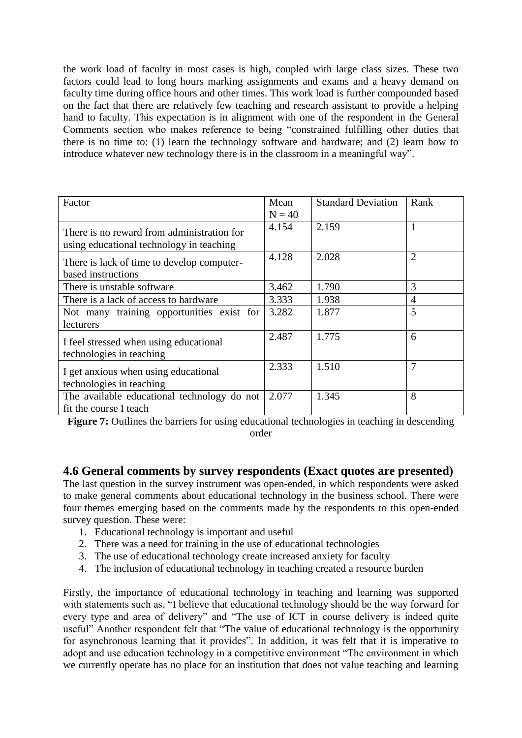the work load of faculty in most cases is high, coupled with large class sizes. These two factors could lead to long hours marking assignments and exams and a heavy demand on faculty time during office hours and other times. This work load is further compounded based on the fact that there are relatively few teaching and research assistant to provide a helping hand to faculty. This expectation is in alignment with one of the respondent in the General Comments section who makes reference to being "constrained fulfilling other duties that there is no time to: (1) learn the technology software and hardware; and (2) learn how to introduce whatever new technology there is in the classroom in a meaningful way".

| Factor | Mean N = 40 | Standard Deviation | Rank |
|---|---|---|---|
| There is no reward from administration for using educational technology in teaching | 4.154 | 2.159 | 1 |
| There is lack of time to develop computer-based instructions | 4.128 | 2.028 | 2 |
| There is unstable software | 3.462 | 1.790 | 3 |
| There is a lack of access to hardware | 3.333 | 1.938 | 4 |
| Not many training opportunities exist for lecturers | 3.282 | 1.877 | 5 |
| I feel stressed when using educational technologies in teaching | 2.487 | 1.775 | 6 |
| I get anxious when using educational technologies in teaching | 2.333 | 1.510 | 7 |
| The available educational technology do not fit the course I teach | 2.077 | 1.345 | 8 |

**Figure 7:** Outlines the barriers for using educational technologies in teaching in descending order

## 4.6 General comments by survey respondents (Exact quotes are presented)

The last question in the survey instrument was open-ended, in which respondents were asked to make general comments about educational technology in the business school. There were four themes emerging based on the comments made by the respondents to this open-ended survey question. These were:

1. Educational technology is important and useful
2. There was a need for training in the use of educational technologies
3. The use of educational technology create increased anxiety for faculty
4. The inclusion of educational technology in teaching created a resource burden

Firstly, the importance of educational technology in teaching and learning was supported with statements such as, "I believe that educational technology should be the way forward for every type and area of delivery" and "The use of ICT in course delivery is indeed quite useful" Another respondent felt that "The value of educational technology is the opportunity for asynchronous learning that it provides". In addition, it was felt that it is imperative to adopt and use education technology in a competitive environment "The environment in which we currently operate has no place for an institution that does not value teaching and learning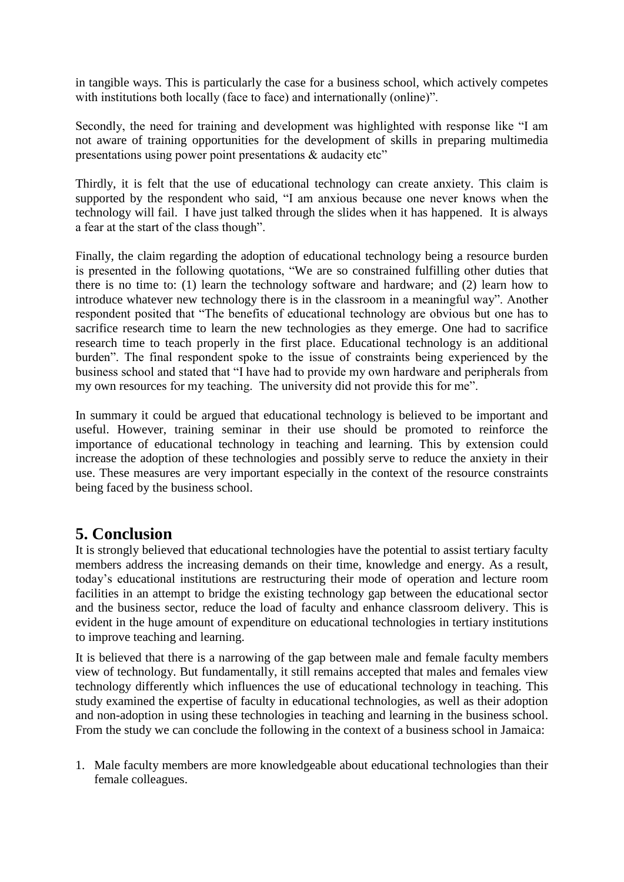in tangible ways. This is particularly the case for a business school, which actively competes with institutions both locally (face to face) and internationally (online)".

Secondly, the need for training and development was highlighted with response like "I am not aware of training opportunities for the development of skills in preparing multimedia presentations using power point presentations & audacity etc"

Thirdly, it is felt that the use of educational technology can create anxiety. This claim is supported by the respondent who said, "I am anxious because one never knows when the technology will fail. I have just talked through the slides when it has happened. It is always a fear at the start of the class though".

Finally, the claim regarding the adoption of educational technology being a resource burden is presented in the following quotations, "We are so constrained fulfilling other duties that there is no time to: (1) learn the technology software and hardware; and (2) learn how to introduce whatever new technology there is in the classroom in a meaningful way". Another respondent posited that "The benefits of educational technology are obvious but one has to sacrifice research time to learn the new technologies as they emerge. One had to sacrifice research time to teach properly in the first place. Educational technology is an additional burden". The final respondent spoke to the issue of constraints being experienced by the business school and stated that "I have had to provide my own hardware and peripherals from my own resources for my teaching. The university did not provide this for me".

In summary it could be argued that educational technology is believed to be important and useful. However, training seminar in their use should be promoted to reinforce the importance of educational technology in teaching and learning. This by extension could increase the adoption of these technologies and possibly serve to reduce the anxiety in their use. These measures are very important especially in the context of the resource constraints being faced by the business school.

# 5. Conclusion

It is strongly believed that educational technologies have the potential to assist tertiary faculty members address the increasing demands on their time, knowledge and energy. As a result, today's educational institutions are restructuring their mode of operation and lecture room facilities in an attempt to bridge the existing technology gap between the educational sector and the business sector, reduce the load of faculty and enhance classroom delivery. This is evident in the huge amount of expenditure on educational technologies in tertiary institutions to improve teaching and learning.

It is believed that there is a narrowing of the gap between male and female faculty members view of technology. But fundamentally, it still remains accepted that males and females view technology differently which influences the use of educational technology in teaching. This study examined the expertise of faculty in educational technologies, as well as their adoption and non-adoption in using these technologies in teaching and learning in the business school. From the study we can conclude the following in the context of a business school in Jamaica:

1. Male faculty members are more knowledgeable about educational technologies than their female colleagues.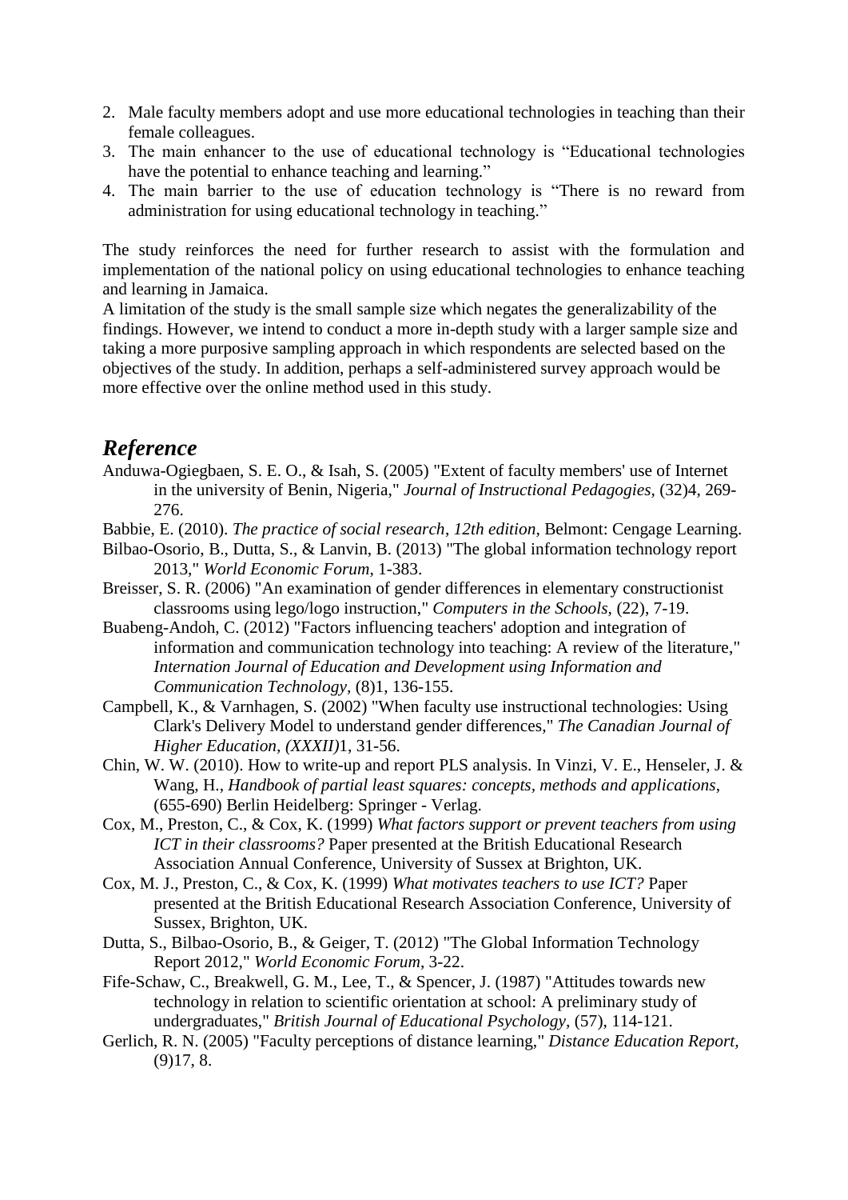2. Male faculty members adopt and use more educational technologies in teaching than their female colleagues.
3. The main enhancer to the use of educational technology is "Educational technologies have the potential to enhance teaching and learning."
4. The main barrier to the use of education technology is "There is no reward from administration for using educational technology in teaching."

The study reinforces the need for further research to assist with the formulation and implementation of the national policy on using educational technologies to enhance teaching and learning in Jamaica.

A limitation of the study is the small sample size which negates the generalizability of the findings. However, we intend to conduct a more in-depth study with a larger sample size and taking a more purposive sampling approach in which respondents are selected based on the objectives of the study. In addition, perhaps a self-administered survey approach would be more effective over the online method used in this study.

## *Reference*

Anduwa-Ogiegbaen, S. E. O., & Isah, S. (2005) "Extent of faculty members' use of Internet in the university of Benin, Nigeria," *Journal of Instructional Pedagogies,* (32)4, 269-276.

Babbie, E. (2010). *The practice of social research, 12th edition,* Belmont: Cengage Learning.

Bilbao-Osorio, B., Dutta, S., & Lanvin, B. (2013) "The global information technology report 2013," *World Economic Forum*, 1-383.

Breisser, S. R. (2006) "An examination of gender differences in elementary constructionist classrooms using lego/logo instruction," *Computers in the Schools,* (22), 7-19.

Buabeng-Andoh, C. (2012) "Factors influencing teachers' adoption and integration of information and communication technology into teaching: A review of the literature," *Internation Journal of Education and Development using Information and Communication Technology,* (8)1, 136-155.

Campbell, K., & Varnhagen, S. (2002) "When faculty use instructional technologies: Using Clark's Delivery Model to understand gender differences," *The Canadian Journal of Higher Education, (XXXII)*1, 31-56.

Chin, W. W. (2010). How to write-up and report PLS analysis. In Vinzi, V. E., Henseler, J. & Wang, H., *Handbook of partial least squares: concepts, methods and applications,* (655-690) Berlin Heidelberg: Springer - Verlag.

Cox, M., Preston, C., & Cox, K. (1999) *What factors support or prevent teachers from using ICT in their classrooms?* Paper presented at the British Educational Research Association Annual Conference, University of Sussex at Brighton, UK.

Cox, M. J., Preston, C., & Cox, K. (1999) *What motivates teachers to use ICT?* Paper presented at the British Educational Research Association Conference, University of Sussex, Brighton, UK.

Dutta, S., Bilbao-Osorio, B., & Geiger, T. (2012) "The Global Information Technology Report 2012," *World Economic Forum*, 3-22.

Fife-Schaw, C., Breakwell, G. M., Lee, T., & Spencer, J. (1987) "Attitudes towards new technology in relation to scientific orientation at school: A preliminary study of undergraduates," *British Journal of Educational Psychology,* (57), 114-121.

Gerlich, R. N. (2005) "Faculty perceptions of distance learning," *Distance Education Report,* (9)17, 8.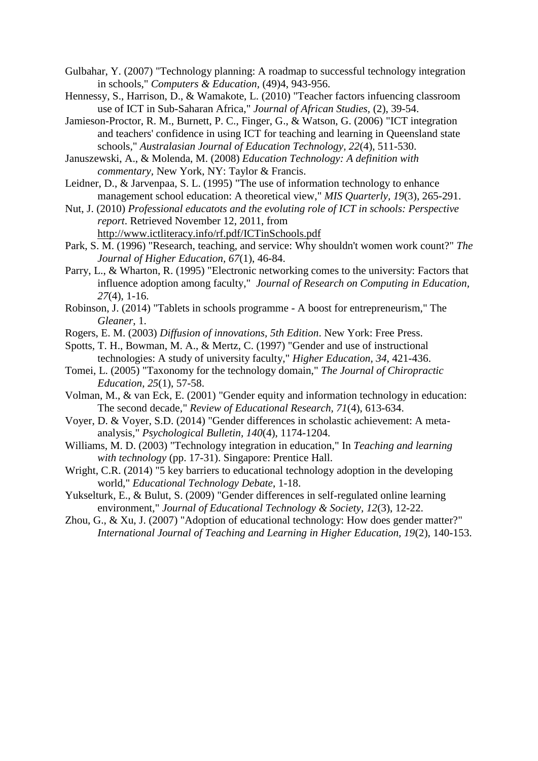Gulbahar, Y. (2007) "Technology planning: A roadmap to successful technology integration in schools," *Computers & Education*, (49)4, 943-956.

Hennessy, S., Harrison, D., & Wamakote, L. (2010) "Teacher factors infuencing classroom use of ICT in Sub-Saharan Africa," *Journal of African Studies,* (2), 39-54.

Jamieson-Proctor, R. M., Burnett, P. C., Finger, G., & Watson, G. (2006) "ICT integration and teachers' confidence in using ICT for teaching and learning in Queensland state schools," *Australasian Journal of Education Technology, 22*(4), 511-530.

Januszewski, A., & Molenda, M. (2008) *Education Technology: A definition with commentary,* New York, NY: Taylor & Francis.

Leidner, D., & Jarvenpaa, S. L. (1995) "The use of information technology to enhance management school education: A theoretical view," *MIS Quarterly, 19*(3), 265-291.

Nut, J. (2010) *Professional educatots and the evoluting role of ICT in schools: Perspective report*. Retrieved November 12, 2011, from http://www.ictliteracy.info/rf.pdf/ICTinSchools.pdf

Park, S. M. (1996) "Research, teaching, and service: Why shouldn't women work count?" *The Journal of Higher Education, 67*(1), 46-84.

Parry, L., & Wharton, R. (1995) "Electronic networking comes to the university: Factors that influence adoption among faculty," *Journal of Research on Computing in Education, 27*(4), 1-16.

Robinson, J. (2014) "Tablets in schools programme - A boost for entrepreneurism," The *Gleaner*, 1.

Rogers, E. M. (2003) *Diffusion of innovations, 5th Edition*. New York: Free Press.

Spotts, T. H., Bowman, M. A., & Mertz, C. (1997) "Gender and use of instructional technologies: A study of university faculty," *Higher Education, 34,* 421-436.

Tomei, L. (2005) "Taxonomy for the technology domain," *The Journal of Chiropractic Education, 25*(1), 57-58.

Volman, M., & van Eck, E. (2001) "Gender equity and information technology in education: The second decade," *Review of Educational Research, 71*(4), 613-634.

Voyer, D. & Voyer, S.D. (2014) "Gender differences in scholastic achievement: A meta-analysis," *Psychological Bulletin, 140*(4), 1174-1204.

Williams, M. D. (2003) "Technology integration in education," In *Teaching and learning with technology* (pp. 17-31). Singapore: Prentice Hall.

Wright, C.R. (2014) "5 key barriers to educational technology adoption in the developing world," *Educational Technology Debate*, 1-18.

Yukselturk, E., & Bulut, S. (2009) "Gender differences in self-regulated online learning environment," *Journal of Educational Technology & Society, 12*(3), 12-22.

Zhou, G., & Xu, J. (2007) "Adoption of educational technology: How does gender matter?" *International Journal of Teaching and Learning in Higher Education, 19*(2), 140-153.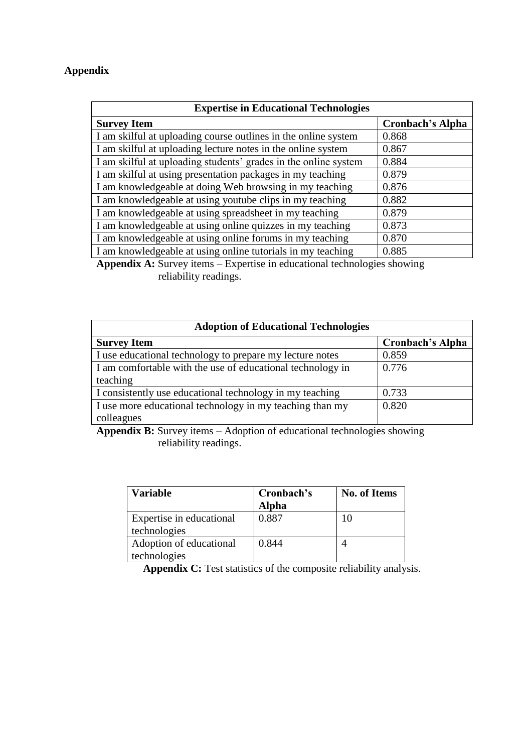## Appendix

| Expertise in Educational Technologies | |
|---|---|
| **Survey Item** | **Cronbach's Alpha** |
| I am skilful at uploading course outlines in the online system | 0.868 |
| I am skilful at uploading lecture notes in the online system | 0.867 |
| I am skilful at uploading students' grades in the online system | 0.884 |
| I am skilful at using presentation packages in my teaching | 0.879 |
| I am knowledgeable at doing Web browsing in my teaching | 0.876 |
| I am knowledgeable at using youtube clips in my teaching | 0.882 |
| I am knowledgeable at using spreadsheet in my teaching | 0.879 |
| I am knowledgeable at using online quizzes in my teaching | 0.873 |
| I am knowledgeable at using online forums in my teaching | 0.870 |
| I am knowledgeable at using online tutorials in my teaching | 0.885 |

**Appendix A:** Survey items – Expertise in educational technologies showing reliability readings.

| Adoption of Educational Technologies | |
|---|---|
| **Survey Item** | **Cronbach's Alpha** |
| I use educational technology to prepare my lecture notes | 0.859 |
| I am comfortable with the use of educational technology in teaching | 0.776 |
| I consistently use educational technology in my teaching | 0.733 |
| I use more educational technology in my teaching than my colleagues | 0.820 |

**Appendix B:** Survey items – Adoption of educational technologies showing reliability readings.

| Variable | Cronbach's Alpha | No. of Items |
|---|---|---|
| Expertise in educational technologies | 0.887 | 10 |
| Adoption of educational technologies | 0.844 | 4 |

**Appendix C:** Test statistics of the composite reliability analysis.